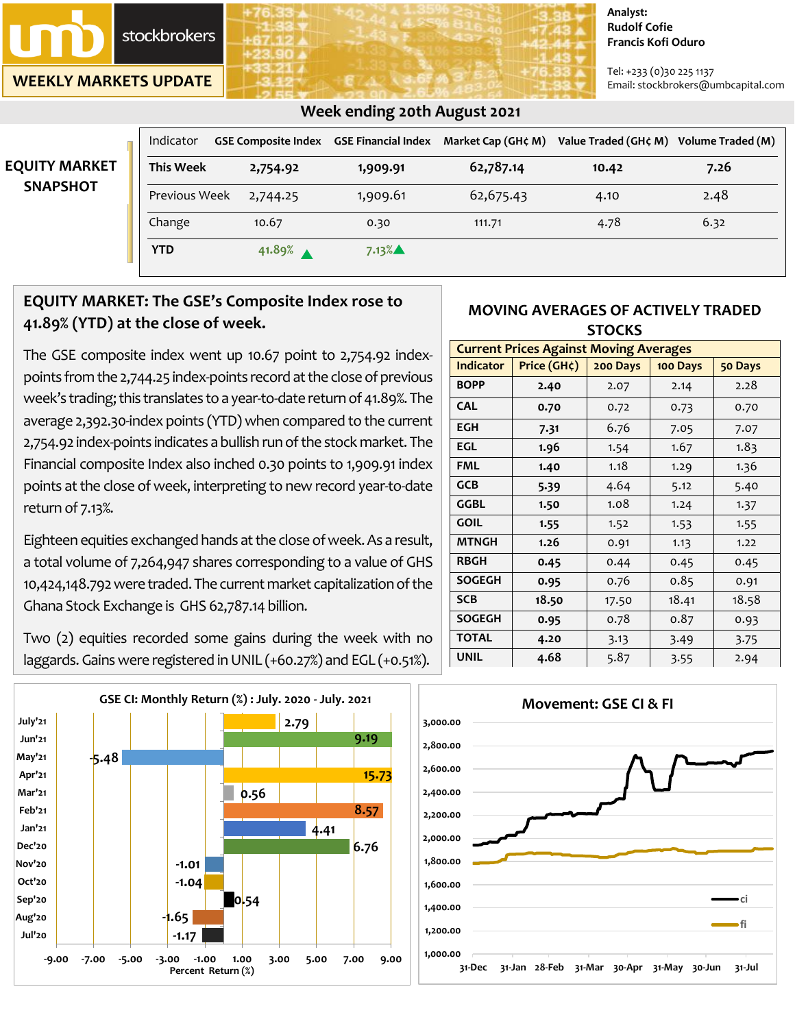umb stockbrokers

**WEEKLY MARKETS UPDATE**

Analyst:
**Rudolf Cofie**
**Francis Kofi Oduro**

Tel: +233 (0)30 225 1137
Email: stockbrokers@umbcapital.com

## Week ending 20th August 2021

### EQUITY MARKET SNAPSHOT

| Indicator | GSE Composite Index | GSE Financial Index | Market Cap (GH¢ M) | Value Traded (GH¢ M) | Volume Traded (M) |
|---|---|---|---|---|---|
| **This Week** | **2,754.92** | **1,909.91** | **62,787.14** | **10.42** | **7.26** |
| Previous Week | 2,744.25 | 1,909.61 | 62,675.43 | 4.10 | 2.48 |
| Change | 10.67 | 0.30 | 111.71 | 4.78 | 6.32 |
| **YTD** | 41.89% ▲ | 7.13%▲ | | | |

## EQUITY MARKET: The GSE's Composite Index rose to 41.89% (YTD) at the close of week.

The GSE composite index went up 10.67 point to 2,754.92 index-points from the 2,744.25 index-points record at the close of previous week's trading; this translates to a year-to-date return of 41.89%. The average 2,392.30-index points (YTD) when compared to the current 2,754.92 index-points indicates a bullish run of the stock market. The Financial composite Index also inched 0.30 points to 1,909.91 index points at the close of week, interpreting to new record year-to-date return of 7.13%.

Eighteen equities exchanged hands at the close of week. As a result, a total volume of 7,264,947 shares corresponding to a value of GHS 10,424,148.792 were traded. The current market capitalization of the Ghana Stock Exchange is GHS 62,787.14 billion.

Two (2) equities recorded some gains during the week with no laggards. Gains were registered in UNIL (+60.27%) and EGL (+0.51%).

### MOVING AVERAGES OF ACTIVELY TRADED STOCKS

**Current Prices Against Moving Averages**

| Indicator | Price (GH¢) | 200 Days | 100 Days | 50 Days |
|---|---|---|---|---|
| BOPP | **2.40** | 2.07 | 2.14 | 2.28 |
| CAL | **0.70** | 0.72 | 0.73 | 0.70 |
| EGH | **7.31** | 6.76 | 7.05 | 7.07 |
| EGL | **1.96** | 1.54 | 1.67 | 1.83 |
| FML | **1.40** | 1.18 | 1.29 | 1.36 |
| GCB | **5.39** | 4.64 | 5.12 | 5.40 |
| GGBL | **1.50** | 1.08 | 1.24 | 1.37 |
| GOIL | **1.55** | 1.52 | 1.53 | 1.55 |
| MTNGH | **1.26** | 0.91 | 1.13 | 1.22 |
| RBGH | **0.45** | 0.44 | 0.45 | 0.45 |
| SOGEGH | **0.95** | 0.76 | 0.85 | 0.91 |
| SCB | **18.50** | 17.50 | 18.41 | 18.58 |
| SOGEGH | **0.95** | 0.78 | 0.87 | 0.93 |
| TOTAL | **4.20** | 3.13 | 3.49 | 3.75 |
| UNIL | **4.68** | 5.87 | 3.55 | 2.94 |

### GSE CI: Monthly Return (%) : July. 2020 - July. 2021

| Month | Percent Return (%) |
|---|---|
| July'21 | 2.79 |
| Jun'21 | 9.19 |
| May'21 | -5.48 |
| Apr'21 | 15.73 |
| Mar'21 | 0.56 |
| Feb'21 | 8.57 |
| Jan'21 | 4.41 |
| Dec'20 | 6.76 |
| Nov'20 | -1.01 |
| Oct'20 | -1.04 |
| Sep'20 | 0.54 |
| Aug'20 | -1.65 |
| Jul'20 | -1.17 |

### Movement: GSE CI & FI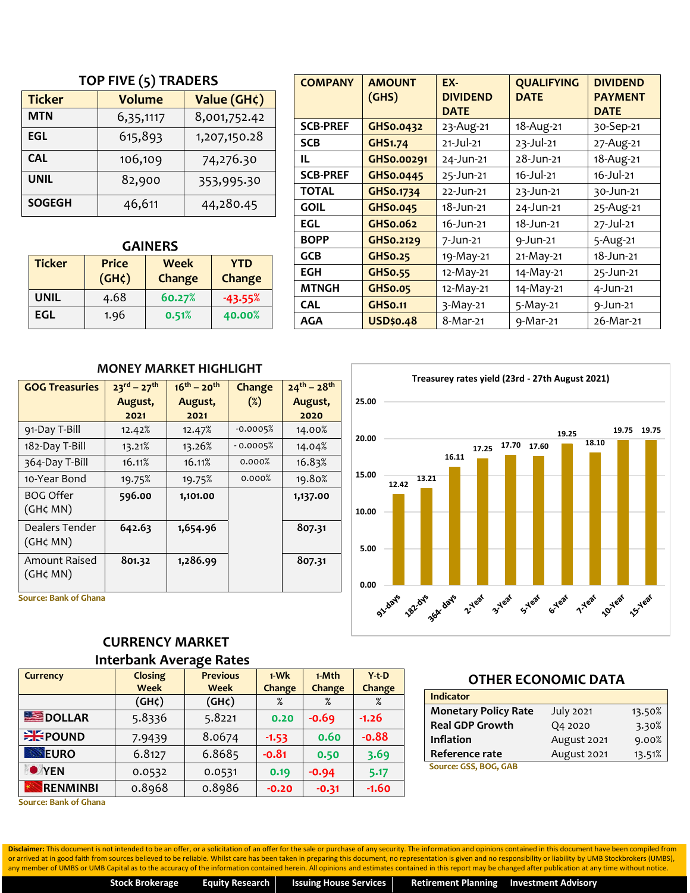## TOP FIVE (5) TRADERS

| Ticker | Volume | Value (GH¢) |
|---|---|---|
| MTN | 6,35,1117 | 8,001,752.42 |
| EGL | 615,893 | 1,207,150.28 |
| CAL | 106,109 | 74,276.30 |
| UNIL | 82,900 | 353,995.30 |
| SOGEGH | 46,611 | 44,280.45 |

## GAINERS

| Ticker | Price (GH¢) | Week Change | YTD Change |
|---|---|---|---|
| UNIL | 4.68 | 60.27% | -43.55% |
| EGL | 1.96 | 0.51% | 40.00% |

| COMPANY | AMOUNT (GHS) | EX-DIVIDEND DATE | QUALIFYING DATE | DIVIDEND PAYMENT DATE |
|---|---|---|---|---|
| SCB-PREF | GHS0.0432 | 23-Aug-21 | 18-Aug-21 | 30-Sep-21 |
| SCB | GHS1.74 | 21-Jul-21 | 23-Jul-21 | 27-Aug-21 |
| IL | GHS0.00291 | 24-Jun-21 | 28-Jun-21 | 18-Aug-21 |
| SCB-PREF | GHS0.0445 | 25-Jun-21 | 16-Jul-21 | 16-Jul-21 |
| TOTAL | GHS0.1734 | 22-Jun-21 | 23-Jun-21 | 30-Jun-21 |
| GOIL | GHS0.045 | 18-Jun-21 | 24-Jun-21 | 25-Aug-21 |
| EGL | GHS0.062 | 16-Jun-21 | 18-Jun-21 | 27-Jul-21 |
| BOPP | GHS0.2129 | 7-Jun-21 | 9-Jun-21 | 5-Aug-21 |
| GCB | GHS0.25 | 19-May-21 | 21-May-21 | 18-Jun-21 |
| EGH | GHS0.55 | 12-May-21 | 14-May-21 | 25-Jun-21 |
| MTNGH | GHS0.05 | 12-May-21 | 14-May-21 | 4-Jun-21 |
| CAL | GHS0.11 | 3-May-21 | 5-May-21 | 9-Jun-21 |
| AGA | USD$0.48 | 8-Mar-21 | 9-Mar-21 | 26-Mar-21 |

## MONEY MARKET HIGHLIGHT

| GOG Treasuries | 23rd – 27th August, 2021 | 16th – 20th August, 2021 | Change (%) | 24th – 28th August, 2020 |
|---|---|---|---|---|
| 91-Day T-Bill | 12.42% | 12.47% | -0.0005% | 14.00% |
| 182-Day T-Bill | 13.21% | 13.26% | - 0.0005% | 14.04% |
| 364-Day T-Bill | 16.11% | 16.11% | 0.000% | 16.83% |
| 10-Year Bond | 19.75% | 19.75% | 0.000% | 19.80% |
| BOG Offer (GH¢ MN) | 596.00 | 1,101.00 | | 1,137.00 |
| Dealers Tender (GH¢ MN) | 642.63 | 1,654.96 | | 807.31 |
| Amount Raised (GH¢ MN) | 801.32 | 1,286.99 | | 807.31 |

Source: Bank of Ghana

Treasurey rates yield (23rd - 27th August 2021)

25.00
20.00
15.00
10.00
5.00
0.00

12.42
13.21
16.11
17.25
17.70
17.60
19.25
18.10
19.75
19.75

91-days
182-dys
364- days
2-Year
3-Year
5-Year
6-Year
7-Year
10-Year
15-Year

## CURRENCY MARKET
### Interbank Average Rates

| Currency | Closing Week | Previous Week | 1-Wk Change | 1-Mth Change | Y-t-D Change |
|---|---|---|---|---|---|
| | (GH¢) | (GH¢) | % | % | % |
| DOLLAR | 5.8336 | 5.8221 | 0.20 | -0.69 | -1.26 |
| POUND | 7.9439 | 8.0674 | -1.53 | 0.60 | -0.88 |
| EURO | 6.8127 | 6.8685 | -0.81 | 0.50 | 3.69 |
| YEN | 0.0532 | 0.0531 | 0.19 | -0.94 | 5.17 |
| RENMINBI | 0.8968 | 0.8986 | -0.20 | -0.31 | -1.60 |

Source: Bank of Ghana

## OTHER ECONOMIC DATA

| Indicator | | |
|---|---|---|
| Monetary Policy Rate | July 2021 | 13.50% |
| Real GDP Growth | Q4 2020 | 3.30% |
| Inflation | August 2021 | 9.00% |
| Reference rate | August 2021 | 13.51% |

Source: GSS, BOG, GAB

**Disclaimer:** This document is not intended to be an offer, or a solicitation of an offer for the sale or purchase of any security. The information and opinions contained in this document have been compiled from or arrived at in good faith from sources believed to be reliable. Whilst care has been taken in preparing this document, no representation is given and no responsibility or liability by UMB Stockbrokers (UMBS), any member of UMBS or UMB Capital as to the accuracy of the information contained herein. All opinions and estimates contained in this report may be changed after publication at any time without notice.

Stock Brokerage | Equity Research | Issuing House Services | Retirement Planning | Investment Advisory